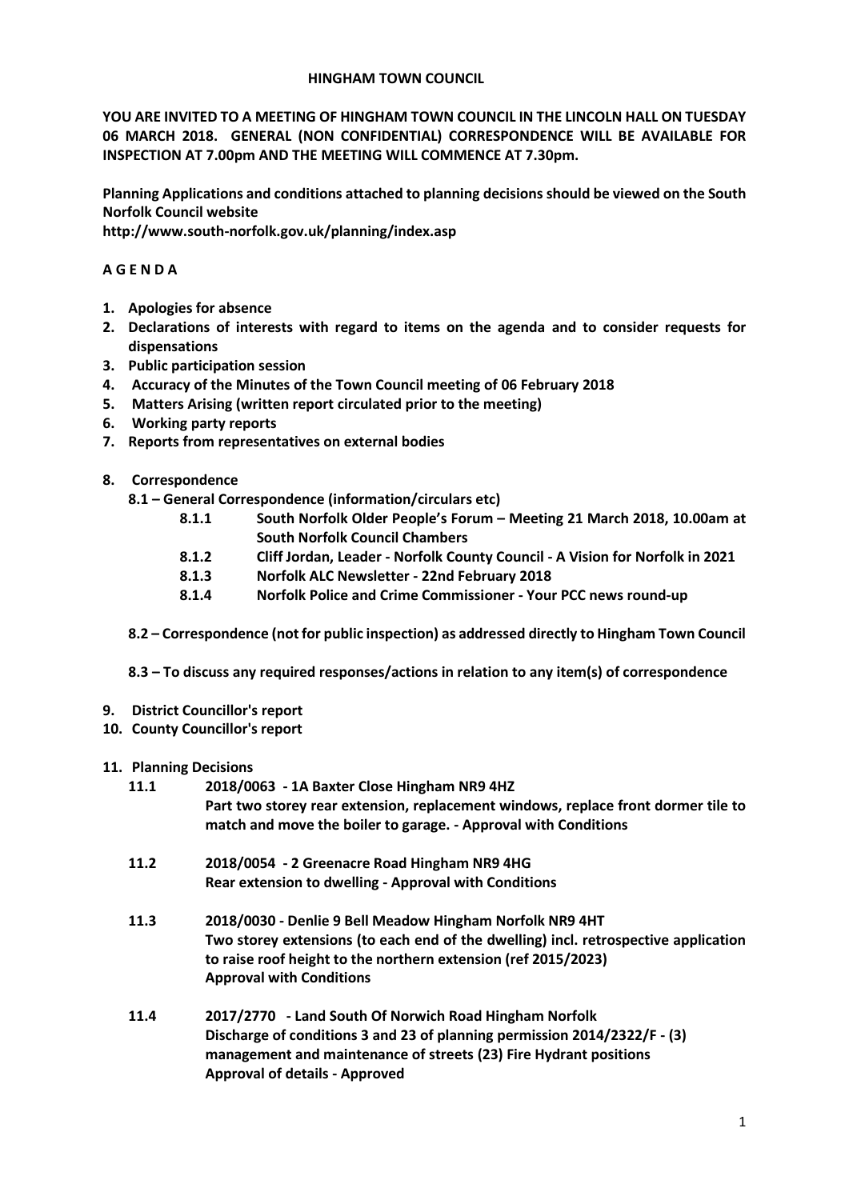# HINGHAM TOWN COUNCIL

**YOU ARE INVITED TO A MEETING OF HINGHAM TOWN COUNCIL IN THE LINCOLN HALL ON TUESDAY 06 MARCH 2018. GENERAL (NON CONFIDENTIAL) CORRESPONDENCE WILL BE AVAILABLE FOR INSPECTION AT 7.00pm AND THE MEETING WILL COMMENCE AT 7.30pm.**

**Planning Applications and conditions attached to planning decisions should be viewed on the South Norfolk Council website**
**http://www.south-norfolk.gov.uk/planning/index.asp**

## A G E N D A

1. **Apologies for absence**
2. **Declarations of interests with regard to items on the agenda and to consider requests for dispensations**
3. **Public participation session**
4. **Accuracy of the Minutes of the Town Council meeting of 06 February 2018**
5. **Matters Arising (written report circulated prior to the meeting)**
6. **Working party reports**
7. **Reports from representatives on external bodies**
8. **Correspondence**
   - **8.1 – General Correspondence (information/circulars etc)**
     - **8.1.1 South Norfolk Older People's Forum – Meeting 21 March 2018, 10.00am at South Norfolk Council Chambers**
     - **8.1.2 Cliff Jordan, Leader - Norfolk County Council - A Vision for Norfolk in 2021**
     - **8.1.3 Norfolk ALC Newsletter - 22nd February 2018**
     - **8.1.4 Norfolk Police and Crime Commissioner - Your PCC news round-up**
   - **8.2 – Correspondence (not for public inspection) as addressed directly to Hingham Town Council**
   - **8.3 – To discuss any required responses/actions in relation to any item(s) of correspondence**
9. **District Councillor's report**
10. **County Councillor's report**
11. **Planning Decisions**
    - **11.1 2018/0063 - 1A Baxter Close Hingham NR9 4HZ**
      **Part two storey rear extension, replacement windows, replace front dormer tile to match and move the boiler to garage. - Approval with Conditions**
    - **11.2 2018/0054 - 2 Greenacre Road Hingham NR9 4HG**
      **Rear extension to dwelling - Approval with Conditions**
    - **11.3 2018/0030 - Denlie 9 Bell Meadow Hingham Norfolk NR9 4HT**
      **Two storey extensions (to each end of the dwelling) incl. retrospective application to raise roof height to the northern extension (ref 2015/2023)**
      **Approval with Conditions**
    - **11.4 2017/2770 - Land South Of Norwich Road Hingham Norfolk**
      **Discharge of conditions 3 and 23 of planning permission 2014/2322/F - (3) management and maintenance of streets (23) Fire Hydrant positions**
      **Approval of details - Approved**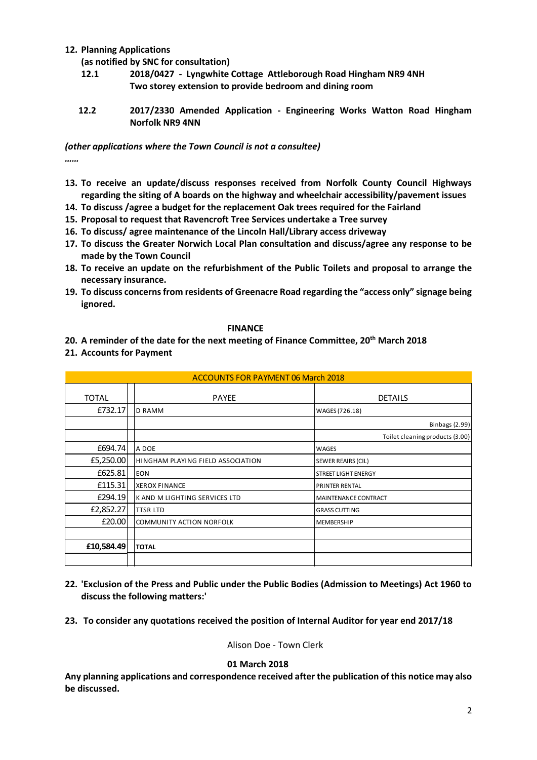12. **Planning Applications**

    **(as notified by SNC for consultation)**

    **12.1 2018/0427 - Lyngwhite Cottage Attleborough Road Hingham NR9 4NH Two storey extension to provide bedroom and dining room**

    **12.2 2017/2330 Amended Application - Engineering Works Watton Road Hingham Norfolk NR9 4NN**

***(other applications where the Town Council is not a consultee)***

***……***

13. **To receive an update/discuss responses received from Norfolk County Council Highways regarding the siting of A boards on the highway and wheelchair accessibility/pavement issues**
14. **To discuss /agree a budget for the replacement Oak trees required for the Fairland**
15. **Proposal to request that Ravencroft Tree Services undertake a Tree survey**
16. **To discuss/ agree maintenance of the Lincoln Hall/Library access driveway**
17. **To discuss the Greater Norwich Local Plan consultation and discuss/agree any response to be made by the Town Council**
18. **To receive an update on the refurbishment of the Public Toilets and proposal to arrange the necessary insurance.**
19. **To discuss concerns from residents of Greenacre Road regarding the "access only" signage being ignored.**

**FINANCE**

20. **A reminder of the date for the next meeting of Finance Committee, 20th March 2018**
21. **Accounts for Payment**

| ACCOUNTS FOR PAYMENT 06 March 2018 | | | |
|---|---|---|---|
| TOTAL | | PAYEE | DETAILS |
| £732.17 | | D RAMM | WAGES (726.18) |
| | | | Binbags (2.99) |
| | | | Toilet cleaning products (3.00) |
| £694.74 | | A DOE | WAGES |
| £5,250.00 | | HINGHAM PLAYING FIELD ASSOCIATION | SEWER REAIRS (CIL) |
| £625.81 | | EON | STREET LIGHT ENERGY |
| £115.31 | | XEROX FINANCE | PRINTER RENTAL |
| £294.19 | | K AND M LIGHTING SERVICES LTD | MAINTENANCE CONTRACT |
| £2,852.27 | | TTSR LTD | GRASS CUTTING |
| £20.00 | | COMMUNITY ACTION NORFOLK | MEMBERSHIP |
| | | | |
| **£10,584.49** | | **TOTAL** | |
| | | | |

22. **'Exclusion of the Press and Public under the Public Bodies (Admission to Meetings) Act 1960 to discuss the following matters:'**

23. **To consider any quotations received the position of Internal Auditor for year end 2017/18**

Alison Doe - Town Clerk

**01 March 2018**

**Any planning applications and correspondence received after the publication of this notice may also be discussed.**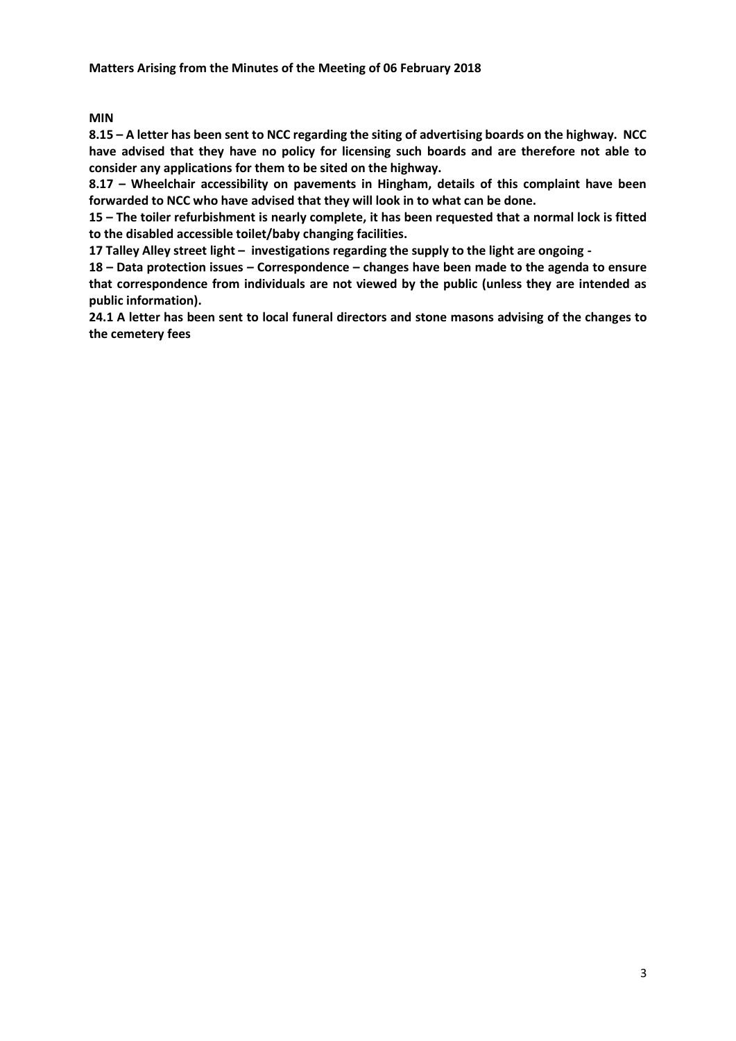**Matters Arising from the Minutes of the Meeting of 06 February 2018**

**MIN**

**8.15 – A letter has been sent to NCC regarding the siting of advertising boards on the highway. NCC have advised that they have no policy for licensing such boards and are therefore not able to consider any applications for them to be sited on the highway.**

**8.17 – Wheelchair accessibility on pavements in Hingham, details of this complaint have been forwarded to NCC who have advised that they will look in to what can be done.**

**15 – The toiler refurbishment is nearly complete, it has been requested that a normal lock is fitted to the disabled accessible toilet/baby changing facilities.**

**17 Talley Alley street light – investigations regarding the supply to the light are ongoing -**

**18 – Data protection issues – Correspondence – changes have been made to the agenda to ensure that correspondence from individuals are not viewed by the public (unless they are intended as public information).**

**24.1 A letter has been sent to local funeral directors and stone masons advising of the changes to the cemetery fees**